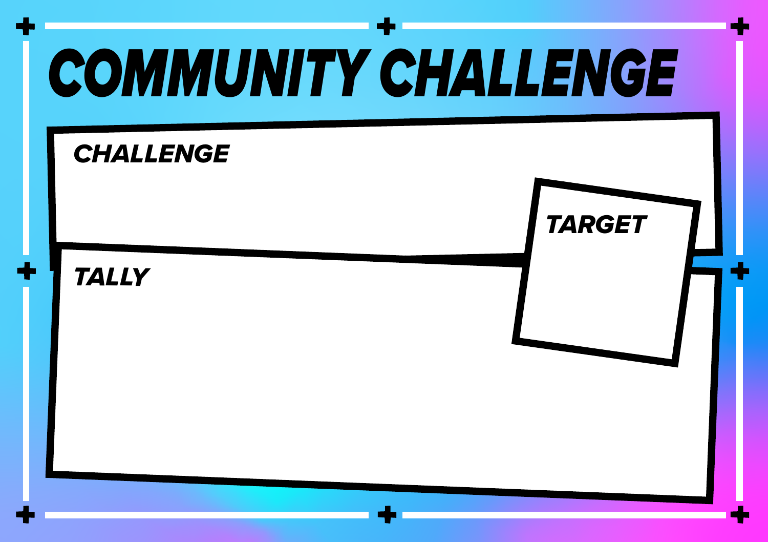# COMMUNITY CHALLENGE

**CHALLENGE**

**TARGET**

**TALLY**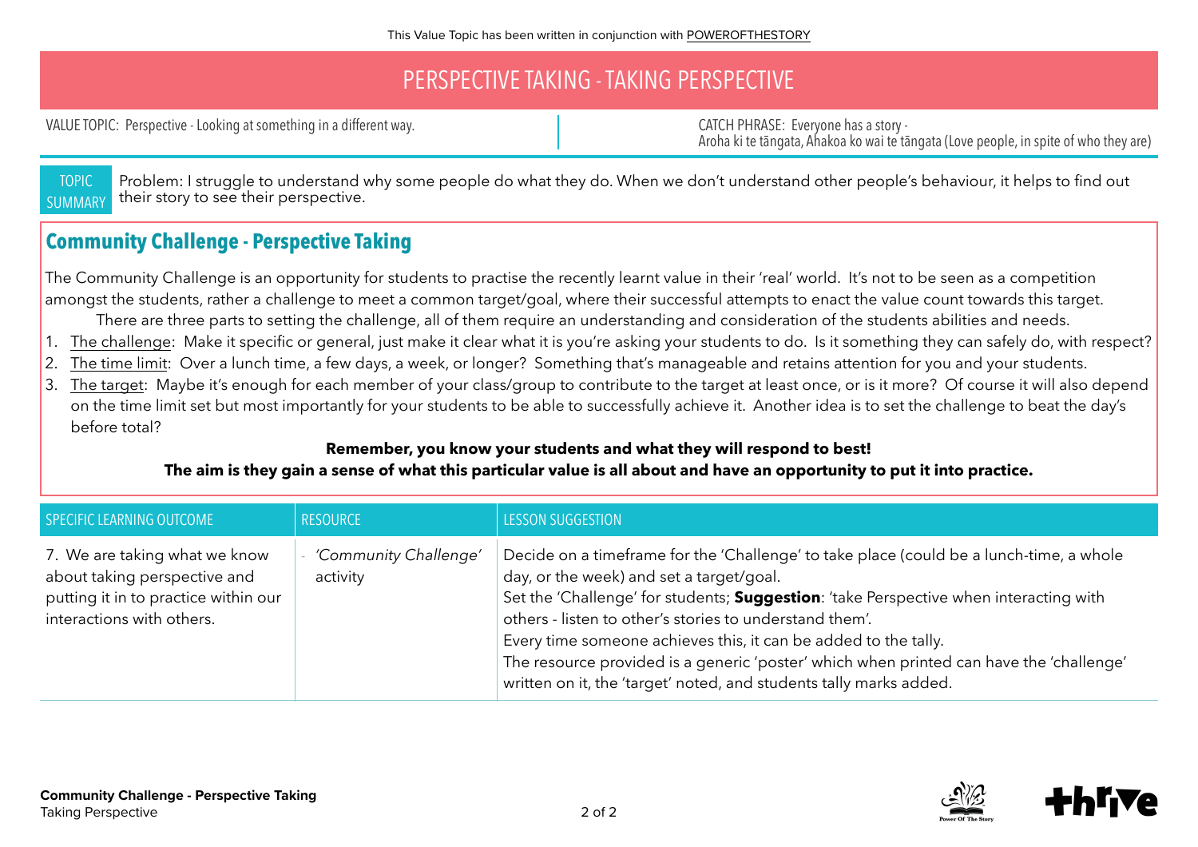This Value Topic has been written in conjunction with POWEROFTHESTORY

# PERSPECTIVE TAKING - TAKING PERSPECTIVE

VALUE TOPIC: Perspective - Looking at something in a different way.

CATCH PHRASE: Everyone has a story -
Aroha ki te tāngata, Ahakoa ko wai te tāngata (Love people, in spite of who they are)

TOPIC SUMMARY: Problem: I struggle to understand why some people do what they do. When we don't understand other people's behaviour, it helps to find out their story to see their perspective.

## Community Challenge - Perspective Taking

The Community Challenge is an opportunity for students to practise the recently learnt value in their 'real' world. It's not to be seen as a competition amongst the students, rather a challenge to meet a common target/goal, where their successful attempts to enact the value count towards this target.

There are three parts to setting the challenge, all of them require an understanding and consideration of the students abilities and needs.

1. The challenge: Make it specific or general, just make it clear what it is you're asking your students to do. Is it something they can safely do, with respect?
2. The time limit: Over a lunch time, a few days, a week, or longer? Something that's manageable and retains attention for you and your students.
3. The target: Maybe it's enough for each member of your class/group to contribute to the target at least once, or is it more? Of course it will also depend on the time limit set but most importantly for your students to be able to successfully achieve it. Another idea is to set the challenge to beat the day's before total?

**Remember, you know your students and what they will respond to best!**

**The aim is they gain a sense of what this particular value is all about and have an opportunity to put it into practice.**

| SPECIFIC LEARNING OUTCOME | RESOURCE | LESSON SUGGESTION |
|---|---|---|
| 7. We are taking what we know about taking perspective and putting it in to practice within our interactions with others. | - *'Community Challenge'* activity | Decide on a timeframe for the 'Challenge' to take place (could be a lunch-time, a whole day, or the week) and set a target/goal.<br>Set the 'Challenge' for students; **Suggestion**: 'take Perspective when interacting with others - listen to other's stories to understand them'.<br>Every time someone achieves this, it can be added to the tally.<br>The resource provided is a generic 'poster' which when printed can have the 'challenge' written on it, the 'target' noted, and students tally marks added. |